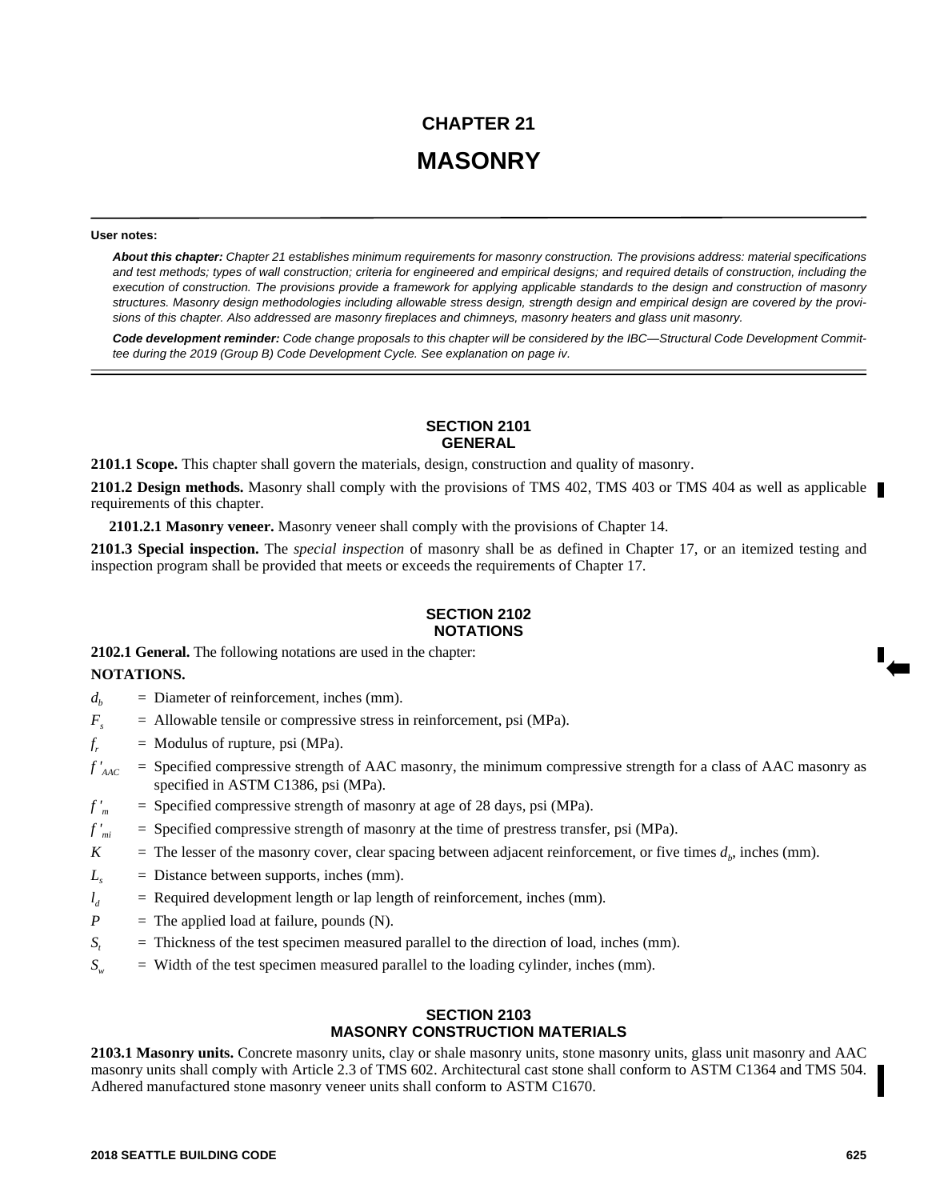# CHAPTER 21

# MASONRY

**User notes:**

***About this chapter:*** *Chapter 21 establishes minimum requirements for masonry construction. The provisions address: material specifications and test methods; types of wall construction; criteria for engineered and empirical designs; and required details of construction, including the execution of construction. The provisions provide a framework for applying applicable standards to the design and construction of masonry structures. Masonry design methodologies including allowable stress design, strength design and empirical design are covered by the provisions of this chapter. Also addressed are masonry fireplaces and chimneys, masonry heaters and glass unit masonry.*

***Code development reminder:*** *Code change proposals to this chapter will be considered by the IBC—Structural Code Development Committee during the 2019 (Group B) Code Development Cycle. See explanation on page iv.*

## SECTION 2101
## GENERAL

**2101.1 Scope.** This chapter shall govern the materials, design, construction and quality of masonry.

**2101.2 Design methods.** Masonry shall comply with the provisions of TMS 402, TMS 403 or TMS 404 as well as applicable requirements of this chapter.

**2101.2.1 Masonry veneer.** Masonry veneer shall comply with the provisions of Chapter 14.

**2101.3 Special inspection.** The *special inspection* of masonry shall be as defined in Chapter 17, or an itemized testing and inspection program shall be provided that meets or exceeds the requirements of Chapter 17.

## SECTION 2102
## NOTATIONS

**2102.1 General.** The following notations are used in the chapter:

**NOTATIONS.**

$d_b$ = Diameter of reinforcement, inches (mm).

$F_s$ = Allowable tensile or compressive stress in reinforcement, psi (MPa).

$f_r$ = Modulus of rupture, psi (MPa).

$f'_{AAC}$ = Specified compressive strength of AAC masonry, the minimum compressive strength for a class of AAC masonry as specified in ASTM C1386, psi (MPa).

$f'_m$ = Specified compressive strength of masonry at age of 28 days, psi (MPa).

$f'_{mi}$ = Specified compressive strength of masonry at the time of prestress transfer, psi (MPa).

$K$ = The lesser of the masonry cover, clear spacing between adjacent reinforcement, or five times $d_b$, inches (mm).

$L_s$ = Distance between supports, inches (mm).

$l_d$ = Required development length or lap length of reinforcement, inches (mm).

$P$ = The applied load at failure, pounds (N).

$S_t$ = Thickness of the test specimen measured parallel to the direction of load, inches (mm).

$S_w$ = Width of the test specimen measured parallel to the loading cylinder, inches (mm).

## SECTION 2103
## MASONRY CONSTRUCTION MATERIALS

**2103.1 Masonry units.** Concrete masonry units, clay or shale masonry units, stone masonry units, glass unit masonry and AAC masonry units shall comply with Article 2.3 of TMS 602. Architectural cast stone shall conform to ASTM C1364 and TMS 504. Adhered manufactured stone masonry veneer units shall conform to ASTM C1670.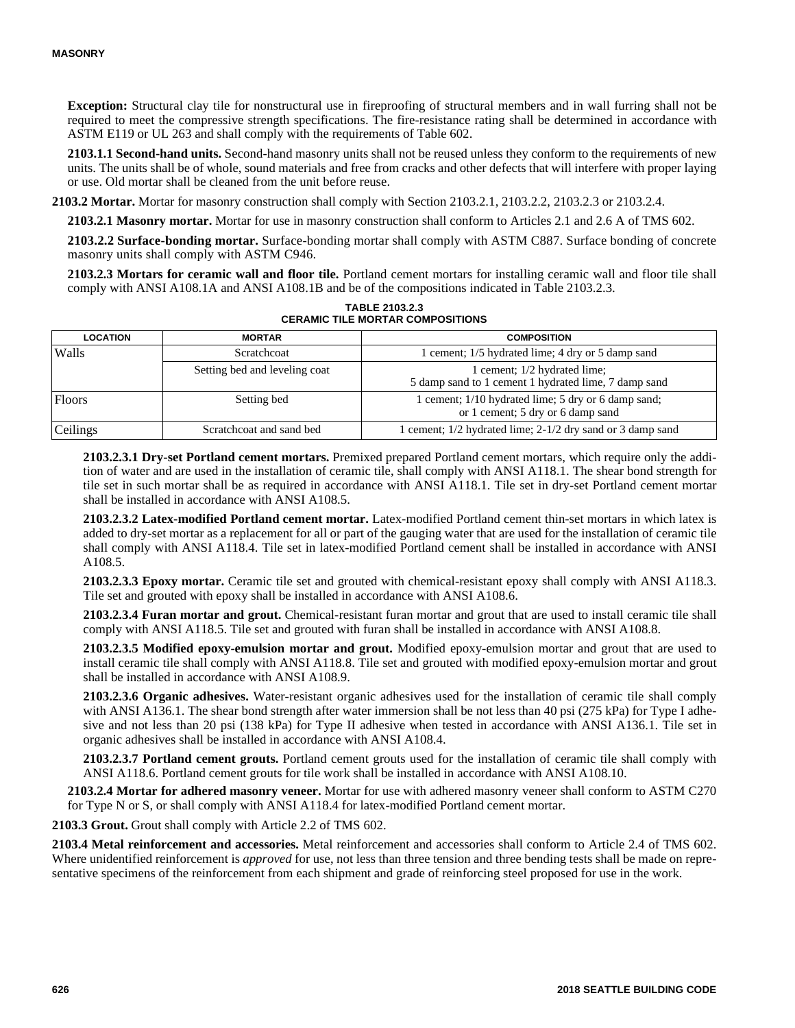**Exception:** Structural clay tile for nonstructural use in fireproofing of structural members and in wall furring shall not be required to meet the compressive strength specifications. The fire-resistance rating shall be determined in accordance with ASTM E119 or UL 263 and shall comply with the requirements of Table 602.

**2103.1.1 Second-hand units.** Second-hand masonry units shall not be reused unless they conform to the requirements of new units. The units shall be of whole, sound materials and free from cracks and other defects that will interfere with proper laying or use. Old mortar shall be cleaned from the unit before reuse.

**2103.2 Mortar.** Mortar for masonry construction shall comply with Section 2103.2.1, 2103.2.2, 2103.2.3 or 2103.2.4.

**2103.2.1 Masonry mortar.** Mortar for use in masonry construction shall conform to Articles 2.1 and 2.6 A of TMS 602.

**2103.2.2 Surface-bonding mortar.** Surface-bonding mortar shall comply with ASTM C887. Surface bonding of concrete masonry units shall comply with ASTM C946.

**2103.2.3 Mortars for ceramic wall and floor tile.** Portland cement mortars for installing ceramic wall and floor tile shall comply with ANSI A108.1A and ANSI A108.1B and be of the compositions indicated in Table 2103.2.3.

**TABLE 2103.2.3**
**CERAMIC TILE MORTAR COMPOSITIONS**

| LOCATION | MORTAR | COMPOSITION |
|---|---|---|
| Walls | Scratchcoat | 1 cement; 1/5 hydrated lime; 4 dry or 5 damp sand |
| | Setting bed and leveling coat | 1 cement; 1/2 hydrated lime; 5 damp sand to 1 cement 1 hydrated lime, 7 damp sand |
| Floors | Setting bed | 1 cement; 1/10 hydrated lime; 5 dry or 6 damp sand; or 1 cement; 5 dry or 6 damp sand |
| Ceilings | Scratchcoat and sand bed | 1 cement; 1/2 hydrated lime; 2-1/2 dry sand or 3 damp sand |

**2103.2.3.1 Dry-set Portland cement mortars.** Premixed prepared Portland cement mortars, which require only the addition of water and are used in the installation of ceramic tile, shall comply with ANSI A118.1. The shear bond strength for tile set in such mortar shall be as required in accordance with ANSI A118.1. Tile set in dry-set Portland cement mortar shall be installed in accordance with ANSI A108.5.

**2103.2.3.2 Latex-modified Portland cement mortar.** Latex-modified Portland cement thin-set mortars in which latex is added to dry-set mortar as a replacement for all or part of the gauging water that are used for the installation of ceramic tile shall comply with ANSI A118.4. Tile set in latex-modified Portland cement shall be installed in accordance with ANSI A108.5.

**2103.2.3.3 Epoxy mortar.** Ceramic tile set and grouted with chemical-resistant epoxy shall comply with ANSI A118.3. Tile set and grouted with epoxy shall be installed in accordance with ANSI A108.6.

**2103.2.3.4 Furan mortar and grout.** Chemical-resistant furan mortar and grout that are used to install ceramic tile shall comply with ANSI A118.5. Tile set and grouted with furan shall be installed in accordance with ANSI A108.8.

**2103.2.3.5 Modified epoxy-emulsion mortar and grout.** Modified epoxy-emulsion mortar and grout that are used to install ceramic tile shall comply with ANSI A118.8. Tile set and grouted with modified epoxy-emulsion mortar and grout shall be installed in accordance with ANSI A108.9.

**2103.2.3.6 Organic adhesives.** Water-resistant organic adhesives used for the installation of ceramic tile shall comply with ANSI A136.1. The shear bond strength after water immersion shall be not less than 40 psi (275 kPa) for Type I adhesive and not less than 20 psi (138 kPa) for Type II adhesive when tested in accordance with ANSI A136.1. Tile set in organic adhesives shall be installed in accordance with ANSI A108.4.

**2103.2.3.7 Portland cement grouts.** Portland cement grouts used for the installation of ceramic tile shall comply with ANSI A118.6. Portland cement grouts for tile work shall be installed in accordance with ANSI A108.10.

**2103.2.4 Mortar for adhered masonry veneer.** Mortar for use with adhered masonry veneer shall conform to ASTM C270 for Type N or S, or shall comply with ANSI A118.4 for latex-modified Portland cement mortar.

**2103.3 Grout.** Grout shall comply with Article 2.2 of TMS 602.

**2103.4 Metal reinforcement and accessories.** Metal reinforcement and accessories shall conform to Article 2.4 of TMS 602. Where unidentified reinforcement is *approved* for use, not less than three tension and three bending tests shall be made on representative specimens of the reinforcement from each shipment and grade of reinforcing steel proposed for use in the work.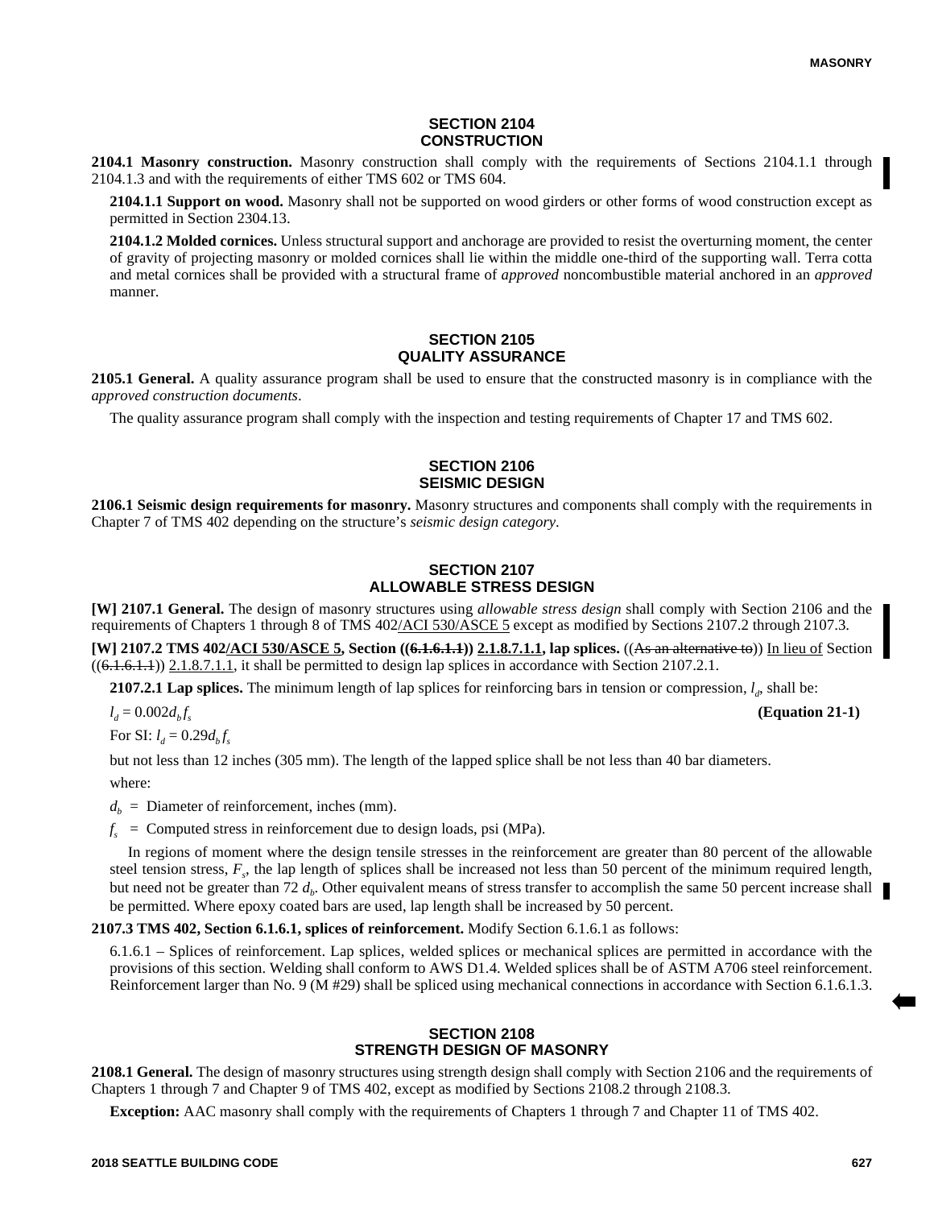## SECTION 2104 CONSTRUCTION

**2104.1 Masonry construction.** Masonry construction shall comply with the requirements of Sections 2104.1.1 through 2104.1.3 and with the requirements of either TMS 602 or TMS 604.

**2104.1.1 Support on wood.** Masonry shall not be supported on wood girders or other forms of wood construction except as permitted in Section 2304.13.

**2104.1.2 Molded cornices.** Unless structural support and anchorage are provided to resist the overturning moment, the center of gravity of projecting masonry or molded cornices shall lie within the middle one-third of the supporting wall. Terra cotta and metal cornices shall be provided with a structural frame of *approved* noncombustible material anchored in an *approved* manner.

## SECTION 2105 QUALITY ASSURANCE

**2105.1 General.** A quality assurance program shall be used to ensure that the constructed masonry is in compliance with the *approved construction documents*.

The quality assurance program shall comply with the inspection and testing requirements of Chapter 17 and TMS 602.

## SECTION 2106 SEISMIC DESIGN

**2106.1 Seismic design requirements for masonry.** Masonry structures and components shall comply with the requirements in Chapter 7 of TMS 402 depending on the structure's *seismic design category*.

## SECTION 2107 ALLOWABLE STRESS DESIGN

**[W] 2107.1 General.** The design of masonry structures using *allowable stress design* shall comply with Section 2106 and the requirements of Chapters 1 through 8 of TMS 402/ACI 530/ASCE 5 except as modified by Sections 2107.2 through 2107.3.

**[W] 2107.2 TMS 402/ACI 530/ASCE 5, Section ((~~6.1.6.1.1~~)) 2.1.8.7.1.1, lap splices.** ((~~As an alternative to~~)) In lieu of Section ((~~6.1.6.1.1~~)) 2.1.8.7.1.1, it shall be permitted to design lap splices in accordance with Section 2107.2.1.

**2107.2.1 Lap splices.** The minimum length of lap splices for reinforcing bars in tension or compression, $l_d$, shall be:

$$l_d = 0.002 d_b f_s \quad \textbf{(Equation 21-1)}$$

For SI: $l_d = 0.29 d_b f_s$

but not less than 12 inches (305 mm). The length of the lapped splice shall be not less than 40 bar diameters.

where:

$d_b$ = Diameter of reinforcement, inches (mm).

$f_s$ = Computed stress in reinforcement due to design loads, psi (MPa).

In regions of moment where the design tensile stresses in the reinforcement are greater than 80 percent of the allowable steel tension stress, $F_s$, the lap length of splices shall be increased not less than 50 percent of the minimum required length, but need not be greater than 72 $d_b$. Other equivalent means of stress transfer to accomplish the same 50 percent increase shall be permitted. Where epoxy coated bars are used, lap length shall be increased by 50 percent.

**2107.3 TMS 402, Section 6.1.6.1, splices of reinforcement.** Modify Section 6.1.6.1 as follows:

6.1.6.1 – Splices of reinforcement. Lap splices, welded splices or mechanical splices are permitted in accordance with the provisions of this section. Welding shall conform to AWS D1.4. Welded splices shall be of ASTM A706 steel reinforcement. Reinforcement larger than No. 9 (M #29) shall be spliced using mechanical connections in accordance with Section 6.1.6.1.3.

## SECTION 2108 STRENGTH DESIGN OF MASONRY

**2108.1 General.** The design of masonry structures using strength design shall comply with Section 2106 and the requirements of Chapters 1 through 7 and Chapter 9 of TMS 402, except as modified by Sections 2108.2 through 2108.3.

**Exception:** AAC masonry shall comply with the requirements of Chapters 1 through 7 and Chapter 11 of TMS 402.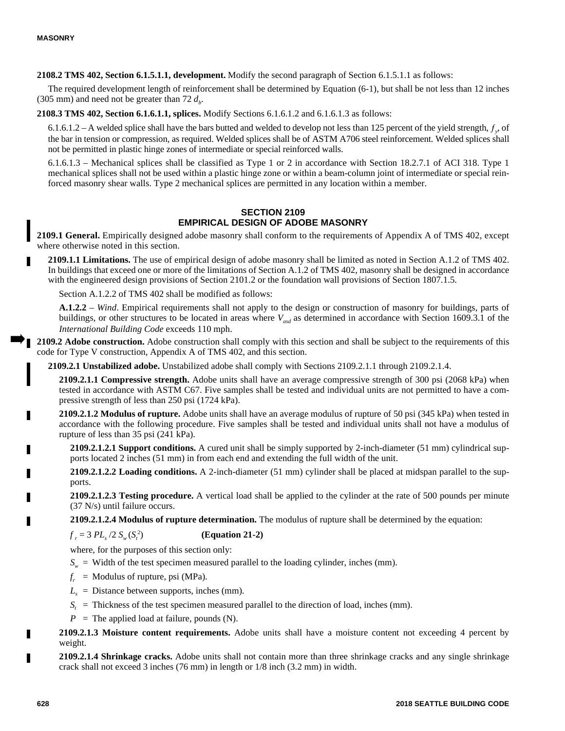**2108.2 TMS 402, Section 6.1.5.1.1, development.** Modify the second paragraph of Section 6.1.5.1.1 as follows:

The required development length of reinforcement shall be determined by Equation (6-1), but shall be not less than 12 inches (305 mm) and need not be greater than 72 $d_b$.

**2108.3 TMS 402, Section 6.1.6.1.1, splices.** Modify Sections 6.1.6.1.2 and 6.1.6.1.3 as follows:

6.1.6.1.2 – A welded splice shall have the bars butted and welded to develop not less than 125 percent of the yield strength, $f_y$, of the bar in tension or compression, as required. Welded splices shall be of ASTM A706 steel reinforcement. Welded splices shall not be permitted in plastic hinge zones of intermediate or special reinforced walls.

6.1.6.1.3 – Mechanical splices shall be classified as Type 1 or 2 in accordance with Section 18.2.7.1 of ACI 318. Type 1 mechanical splices shall not be used within a plastic hinge zone or within a beam-column joint of intermediate or special reinforced masonry shear walls. Type 2 mechanical splices are permitted in any location within a member.

## SECTION 2109
## EMPIRICAL DESIGN OF ADOBE MASONRY

**2109.1 General.** Empirically designed adobe masonry shall conform to the requirements of Appendix A of TMS 402, except where otherwise noted in this section.

**2109.1.1 Limitations.** The use of empirical design of adobe masonry shall be limited as noted in Section A.1.2 of TMS 402. In buildings that exceed one or more of the limitations of Section A.1.2 of TMS 402, masonry shall be designed in accordance with the engineered design provisions of Section 2101.2 or the foundation wall provisions of Section 1807.1.5.

Section A.1.2.2 of TMS 402 shall be modified as follows:

**A.1.2.2** – *Wind*. Empirical requirements shall not apply to the design or construction of masonry for buildings, parts of buildings, or other structures to be located in areas where $V_{asd}$ as determined in accordance with Section 1609.3.1 of the *International Building Code* exceeds 110 mph.

**2109.2 Adobe construction.** Adobe construction shall comply with this section and shall be subject to the requirements of this code for Type V construction, Appendix A of TMS 402, and this section.

**2109.2.1 Unstabilized adobe.** Unstabilized adobe shall comply with Sections 2109.2.1.1 through 2109.2.1.4.

**2109.2.1.1 Compressive strength.** Adobe units shall have an average compressive strength of 300 psi (2068 kPa) when tested in accordance with ASTM C67. Five samples shall be tested and individual units are not permitted to have a compressive strength of less than 250 psi (1724 kPa).

**2109.2.1.2 Modulus of rupture.** Adobe units shall have an average modulus of rupture of 50 psi (345 kPa) when tested in accordance with the following procedure. Five samples shall be tested and individual units shall not have a modulus of rupture of less than 35 psi (241 kPa).

**2109.2.1.2.1 Support conditions.** A cured unit shall be simply supported by 2-inch-diameter (51 mm) cylindrical supports located 2 inches (51 mm) in from each end and extending the full width of the unit.

**2109.2.1.2.2 Loading conditions.** A 2-inch-diameter (51 mm) cylinder shall be placed at midspan parallel to the supports.

**2109.2.1.2.3 Testing procedure.** A vertical load shall be applied to the cylinder at the rate of 500 pounds per minute (37 N/s) until failure occurs.

**2109.2.1.2.4 Modulus of rupture determination.** The modulus of rupture shall be determined by the equation:

$$f_r = 3\,PL_s / 2\,S_w (S_t^2) \qquad \textbf{(Equation 21-2)}$$

where, for the purposes of this section only:

$S_w$ = Width of the test specimen measured parallel to the loading cylinder, inches (mm).

$f_r$ = Modulus of rupture, psi (MPa).

$L_s$ = Distance between supports, inches (mm).

$S_t$ = Thickness of the test specimen measured parallel to the direction of load, inches (mm).

$P$ = The applied load at failure, pounds (N).

**2109.2.1.3 Moisture content requirements.** Adobe units shall have a moisture content not exceeding 4 percent by weight.

**2109.2.1.4 Shrinkage cracks.** Adobe units shall not contain more than three shrinkage cracks and any single shrinkage crack shall not exceed 3 inches (76 mm) in length or 1/8 inch (3.2 mm) in width.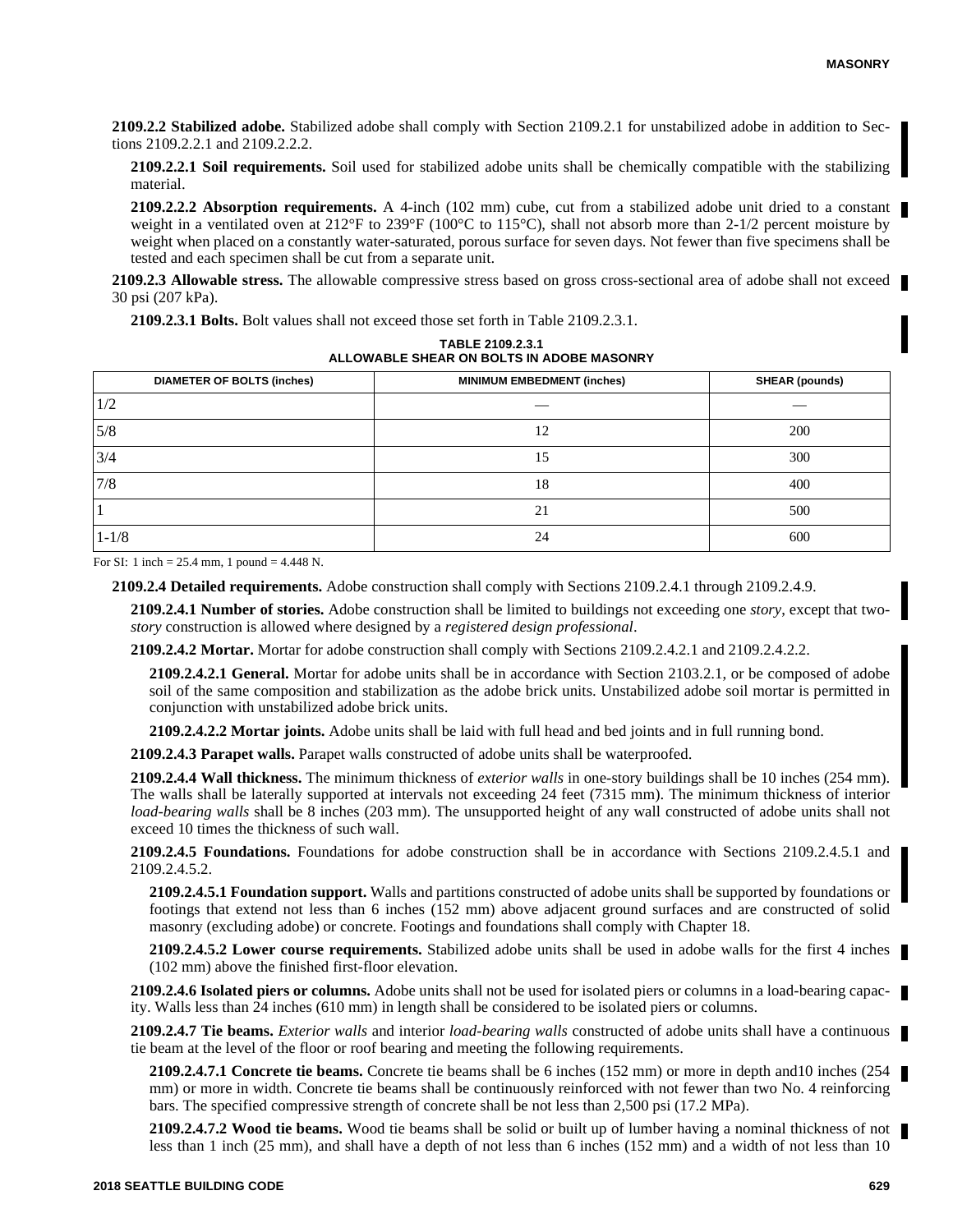**2109.2.2 Stabilized adobe.** Stabilized adobe shall comply with Section 2109.2.1 for unstabilized adobe in addition to Sections 2109.2.2.1 and 2109.2.2.2.

**2109.2.2.1 Soil requirements.** Soil used for stabilized adobe units shall be chemically compatible with the stabilizing material.

**2109.2.2.2 Absorption requirements.** A 4-inch (102 mm) cube, cut from a stabilized adobe unit dried to a constant weight in a ventilated oven at 212°F to 239°F (100°C to 115°C), shall not absorb more than 2-1/2 percent moisture by weight when placed on a constantly water-saturated, porous surface for seven days. Not fewer than five specimens shall be tested and each specimen shall be cut from a separate unit.

**2109.2.3 Allowable stress.** The allowable compressive stress based on gross cross-sectional area of adobe shall not exceed 30 psi (207 kPa).

**2109.2.3.1 Bolts.** Bolt values shall not exceed those set forth in Table 2109.2.3.1.

**TABLE 2109.2.3.1**
**ALLOWABLE SHEAR ON BOLTS IN ADOBE MASONRY**

| DIAMETER OF BOLTS (inches) | MINIMUM EMBEDMENT (inches) | SHEAR (pounds) |
|---|---|---|
| 1/2 | — | — |
| 5/8 | 12 | 200 |
| 3/4 | 15 | 300 |
| 7/8 | 18 | 400 |
| 1 | 21 | 500 |
| 1-1/8 | 24 | 600 |

For SI: 1 inch = 25.4 mm, 1 pound = 4.448 N.

**2109.2.4 Detailed requirements.** Adobe construction shall comply with Sections 2109.2.4.1 through 2109.2.4.9.

**2109.2.4.1 Number of stories.** Adobe construction shall be limited to buildings not exceeding one *story*, except that two-*story* construction is allowed where designed by a *registered design professional*.

**2109.2.4.2 Mortar.** Mortar for adobe construction shall comply with Sections 2109.2.4.2.1 and 2109.2.4.2.2.

**2109.2.4.2.1 General.** Mortar for adobe units shall be in accordance with Section 2103.2.1, or be composed of adobe soil of the same composition and stabilization as the adobe brick units. Unstabilized adobe soil mortar is permitted in conjunction with unstabilized adobe brick units.

**2109.2.4.2.2 Mortar joints.** Adobe units shall be laid with full head and bed joints and in full running bond.

**2109.2.4.3 Parapet walls.** Parapet walls constructed of adobe units shall be waterproofed.

**2109.2.4.4 Wall thickness.** The minimum thickness of *exterior walls* in one-story buildings shall be 10 inches (254 mm). The walls shall be laterally supported at intervals not exceeding 24 feet (7315 mm). The minimum thickness of interior *load-bearing walls* shall be 8 inches (203 mm). The unsupported height of any wall constructed of adobe units shall not exceed 10 times the thickness of such wall.

**2109.2.4.5 Foundations.** Foundations for adobe construction shall be in accordance with Sections 2109.2.4.5.1 and 2109.2.4.5.2.

**2109.2.4.5.1 Foundation support.** Walls and partitions constructed of adobe units shall be supported by foundations or footings that extend not less than 6 inches (152 mm) above adjacent ground surfaces and are constructed of solid masonry (excluding adobe) or concrete. Footings and foundations shall comply with Chapter 18.

**2109.2.4.5.2 Lower course requirements.** Stabilized adobe units shall be used in adobe walls for the first 4 inches (102 mm) above the finished first-floor elevation.

**2109.2.4.6 Isolated piers or columns.** Adobe units shall not be used for isolated piers or columns in a load-bearing capacity. Walls less than 24 inches (610 mm) in length shall be considered to be isolated piers or columns.

**2109.2.4.7 Tie beams.** *Exterior walls* and interior *load-bearing walls* constructed of adobe units shall have a continuous tie beam at the level of the floor or roof bearing and meeting the following requirements.

**2109.2.4.7.1 Concrete tie beams.** Concrete tie beams shall be 6 inches (152 mm) or more in depth and10 inches (254 mm) or more in width. Concrete tie beams shall be continuously reinforced with not fewer than two No. 4 reinforcing bars. The specified compressive strength of concrete shall be not less than 2,500 psi (17.2 MPa).

**2109.2.4.7.2 Wood tie beams.** Wood tie beams shall be solid or built up of lumber having a nominal thickness of not less than 1 inch (25 mm), and shall have a depth of not less than 6 inches (152 mm) and a width of not less than 10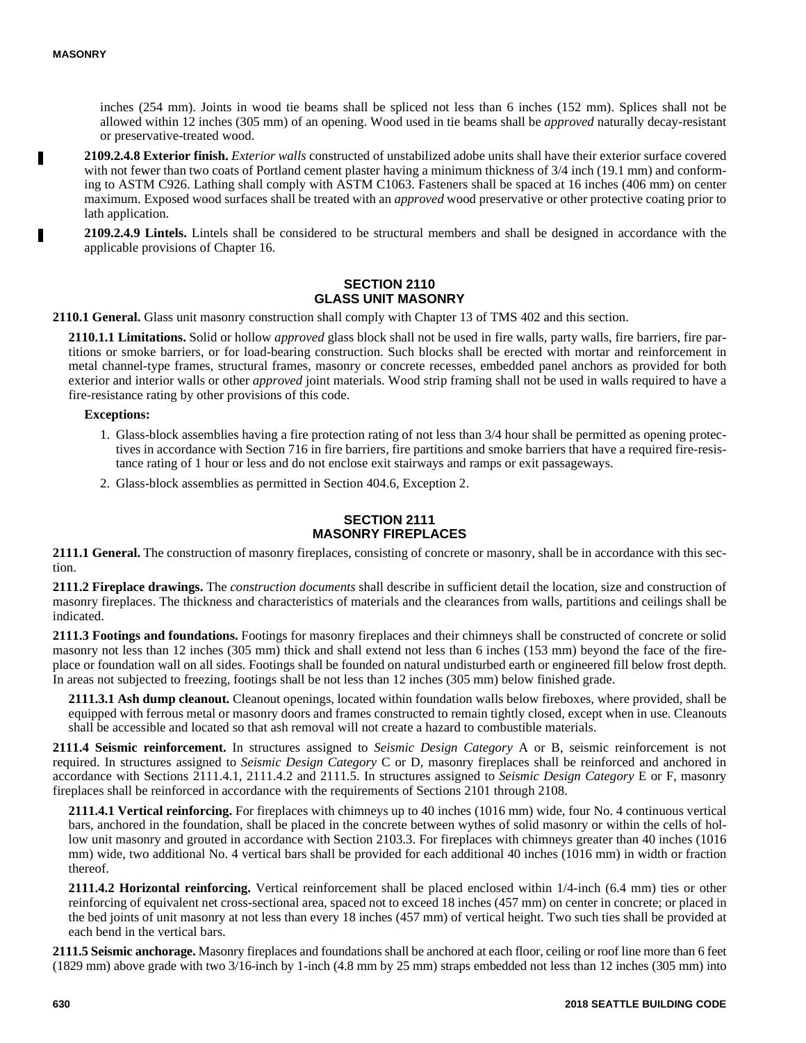inches (254 mm). Joints in wood tie beams shall be spliced not less than 6 inches (152 mm). Splices shall not be allowed within 12 inches (305 mm) of an opening. Wood used in tie beams shall be *approved* naturally decay-resistant or preservative-treated wood.

**2109.2.4.8 Exterior finish.** *Exterior walls* constructed of unstabilized adobe units shall have their exterior surface covered with not fewer than two coats of Portland cement plaster having a minimum thickness of 3/4 inch (19.1 mm) and conforming to ASTM C926. Lathing shall comply with ASTM C1063. Fasteners shall be spaced at 16 inches (406 mm) on center maximum. Exposed wood surfaces shall be treated with an *approved* wood preservative or other protective coating prior to lath application.

**2109.2.4.9 Lintels.** Lintels shall be considered to be structural members and shall be designed in accordance with the applicable provisions of Chapter 16.

## SECTION 2110 GLASS UNIT MASONRY

**2110.1 General.** Glass unit masonry construction shall comply with Chapter 13 of TMS 402 and this section.

**2110.1.1 Limitations.** Solid or hollow *approved* glass block shall not be used in fire walls, party walls, fire barriers, fire partitions or smoke barriers, or for load-bearing construction. Such blocks shall be erected with mortar and reinforcement in metal channel-type frames, structural frames, masonry or concrete recesses, embedded panel anchors as provided for both exterior and interior walls or other *approved* joint materials. Wood strip framing shall not be used in walls required to have a fire-resistance rating by other provisions of this code.

**Exceptions:**

1. Glass-block assemblies having a fire protection rating of not less than 3/4 hour shall be permitted as opening protectives in accordance with Section 716 in fire barriers, fire partitions and smoke barriers that have a required fire-resistance rating of 1 hour or less and do not enclose exit stairways and ramps or exit passageways.
2. Glass-block assemblies as permitted in Section 404.6, Exception 2.

## SECTION 2111 MASONRY FIREPLACES

**2111.1 General.** The construction of masonry fireplaces, consisting of concrete or masonry, shall be in accordance with this section.

**2111.2 Fireplace drawings.** The *construction documents* shall describe in sufficient detail the location, size and construction of masonry fireplaces. The thickness and characteristics of materials and the clearances from walls, partitions and ceilings shall be indicated.

**2111.3 Footings and foundations.** Footings for masonry fireplaces and their chimneys shall be constructed of concrete or solid masonry not less than 12 inches (305 mm) thick and shall extend not less than 6 inches (153 mm) beyond the face of the fireplace or foundation wall on all sides. Footings shall be founded on natural undisturbed earth or engineered fill below frost depth. In areas not subjected to freezing, footings shall be not less than 12 inches (305 mm) below finished grade.

**2111.3.1 Ash dump cleanout.** Cleanout openings, located within foundation walls below fireboxes, where provided, shall be equipped with ferrous metal or masonry doors and frames constructed to remain tightly closed, except when in use. Cleanouts shall be accessible and located so that ash removal will not create a hazard to combustible materials.

**2111.4 Seismic reinforcement.** In structures assigned to *Seismic Design Category* A or B, seismic reinforcement is not required. In structures assigned to *Seismic Design Category* C or D, masonry fireplaces shall be reinforced and anchored in accordance with Sections 2111.4.1, 2111.4.2 and 2111.5. In structures assigned to *Seismic Design Category* E or F, masonry fireplaces shall be reinforced in accordance with the requirements of Sections 2101 through 2108.

**2111.4.1 Vertical reinforcing.** For fireplaces with chimneys up to 40 inches (1016 mm) wide, four No. 4 continuous vertical bars, anchored in the foundation, shall be placed in the concrete between wythes of solid masonry or within the cells of hollow unit masonry and grouted in accordance with Section 2103.3. For fireplaces with chimneys greater than 40 inches (1016 mm) wide, two additional No. 4 vertical bars shall be provided for each additional 40 inches (1016 mm) in width or fraction thereof.

**2111.4.2 Horizontal reinforcing.** Vertical reinforcement shall be placed enclosed within 1/4-inch (6.4 mm) ties or other reinforcing of equivalent net cross-sectional area, spaced not to exceed 18 inches (457 mm) on center in concrete; or placed in the bed joints of unit masonry at not less than every 18 inches (457 mm) of vertical height. Two such ties shall be provided at each bend in the vertical bars.

**2111.5 Seismic anchorage.** Masonry fireplaces and foundations shall be anchored at each floor, ceiling or roof line more than 6 feet (1829 mm) above grade with two 3/16-inch by 1-inch (4.8 mm by 25 mm) straps embedded not less than 12 inches (305 mm) into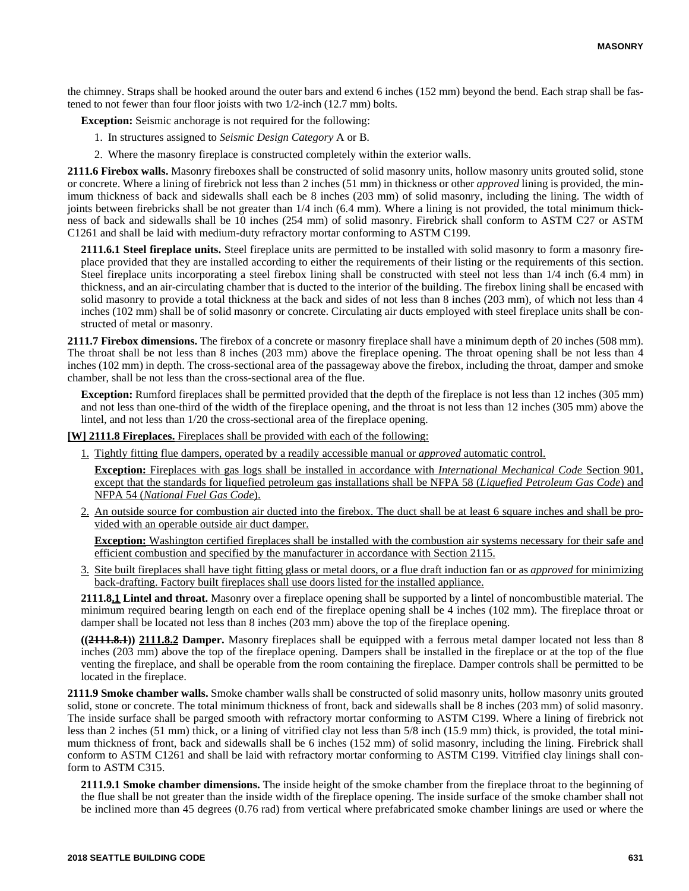the chimney. Straps shall be hooked around the outer bars and extend 6 inches (152 mm) beyond the bend. Each strap shall be fastened to not fewer than four floor joists with two 1/2-inch (12.7 mm) bolts.

**Exception:** Seismic anchorage is not required for the following:

1. In structures assigned to *Seismic Design Category* A or B.
2. Where the masonry fireplace is constructed completely within the exterior walls.

**2111.6 Firebox walls.** Masonry fireboxes shall be constructed of solid masonry units, hollow masonry units grouted solid, stone or concrete. Where a lining of firebrick not less than 2 inches (51 mm) in thickness or other *approved* lining is provided, the minimum thickness of back and sidewalls shall each be 8 inches (203 mm) of solid masonry, including the lining. The width of joints between firebricks shall be not greater than 1/4 inch (6.4 mm). Where a lining is not provided, the total minimum thickness of back and sidewalls shall be 10 inches (254 mm) of solid masonry. Firebrick shall conform to ASTM C27 or ASTM C1261 and shall be laid with medium-duty refractory mortar conforming to ASTM C199.

**2111.6.1 Steel fireplace units.** Steel fireplace units are permitted to be installed with solid masonry to form a masonry fireplace provided that they are installed according to either the requirements of their listing or the requirements of this section. Steel fireplace units incorporating a steel firebox lining shall be constructed with steel not less than 1/4 inch (6.4 mm) in thickness, and an air-circulating chamber that is ducted to the interior of the building. The firebox lining shall be encased with solid masonry to provide a total thickness at the back and sides of not less than 8 inches (203 mm), of which not less than 4 inches (102 mm) shall be of solid masonry or concrete. Circulating air ducts employed with steel fireplace units shall be constructed of metal or masonry.

**2111.7 Firebox dimensions.** The firebox of a concrete or masonry fireplace shall have a minimum depth of 20 inches (508 mm). The throat shall be not less than 8 inches (203 mm) above the fireplace opening. The throat opening shall be not less than 4 inches (102 mm) in depth. The cross-sectional area of the passageway above the firebox, including the throat, damper and smoke chamber, shall be not less than the cross-sectional area of the flue.

**Exception:** Rumford fireplaces shall be permitted provided that the depth of the fireplace is not less than 12 inches (305 mm) and not less than one-third of the width of the fireplace opening, and the throat is not less than 12 inches (305 mm) above the lintel, and not less than 1/20 the cross-sectional area of the fireplace opening.

**[W] 2111.8 Fireplaces.** Fireplaces shall be provided with each of the following:

1. Tightly fitting flue dampers, operated by a readily accessible manual or *approved* automatic control.

   **Exception:** Fireplaces with gas logs shall be installed in accordance with *International Mechanical Code* Section 901, except that the standards for liquefied petroleum gas installations shall be NFPA 58 (*Liquefied Petroleum Gas Code*) and NFPA 54 (*National Fuel Gas Code*).

2. An outside source for combustion air ducted into the firebox. The duct shall be at least 6 square inches and shall be provided with an operable outside air duct damper.

   **Exception:** Washington certified fireplaces shall be installed with the combustion air systems necessary for their safe and efficient combustion and specified by the manufacturer in accordance with Section 2115.

3. Site built fireplaces shall have tight fitting glass or metal doors, or a flue draft induction fan or as *approved* for minimizing back-drafting. Factory built fireplaces shall use doors listed for the installed appliance.

**2111.8.1 Lintel and throat.** Masonry over a fireplace opening shall be supported by a lintel of noncombustible material. The minimum required bearing length on each end of the fireplace opening shall be 4 inches (102 mm). The fireplace throat or damper shall be located not less than 8 inches (203 mm) above the top of the fireplace opening.

**((~~2111.8.1~~)) 2111.8.2 Damper.** Masonry fireplaces shall be equipped with a ferrous metal damper located not less than 8 inches (203 mm) above the top of the fireplace opening. Dampers shall be installed in the fireplace or at the top of the flue venting the fireplace, and shall be operable from the room containing the fireplace. Damper controls shall be permitted to be located in the fireplace.

**2111.9 Smoke chamber walls.** Smoke chamber walls shall be constructed of solid masonry units, hollow masonry units grouted solid, stone or concrete. The total minimum thickness of front, back and sidewalls shall be 8 inches (203 mm) of solid masonry. The inside surface shall be parged smooth with refractory mortar conforming to ASTM C199. Where a lining of firebrick not less than 2 inches (51 mm) thick, or a lining of vitrified clay not less than 5/8 inch (15.9 mm) thick, is provided, the total minimum thickness of front, back and sidewalls shall be 6 inches (152 mm) of solid masonry, including the lining. Firebrick shall conform to ASTM C1261 and shall be laid with refractory mortar conforming to ASTM C199. Vitrified clay linings shall conform to ASTM C315.

**2111.9.1 Smoke chamber dimensions.** The inside height of the smoke chamber from the fireplace throat to the beginning of the flue shall be not greater than the inside width of the fireplace opening. The inside surface of the smoke chamber shall not be inclined more than 45 degrees (0.76 rad) from vertical where prefabricated smoke chamber linings are used or where the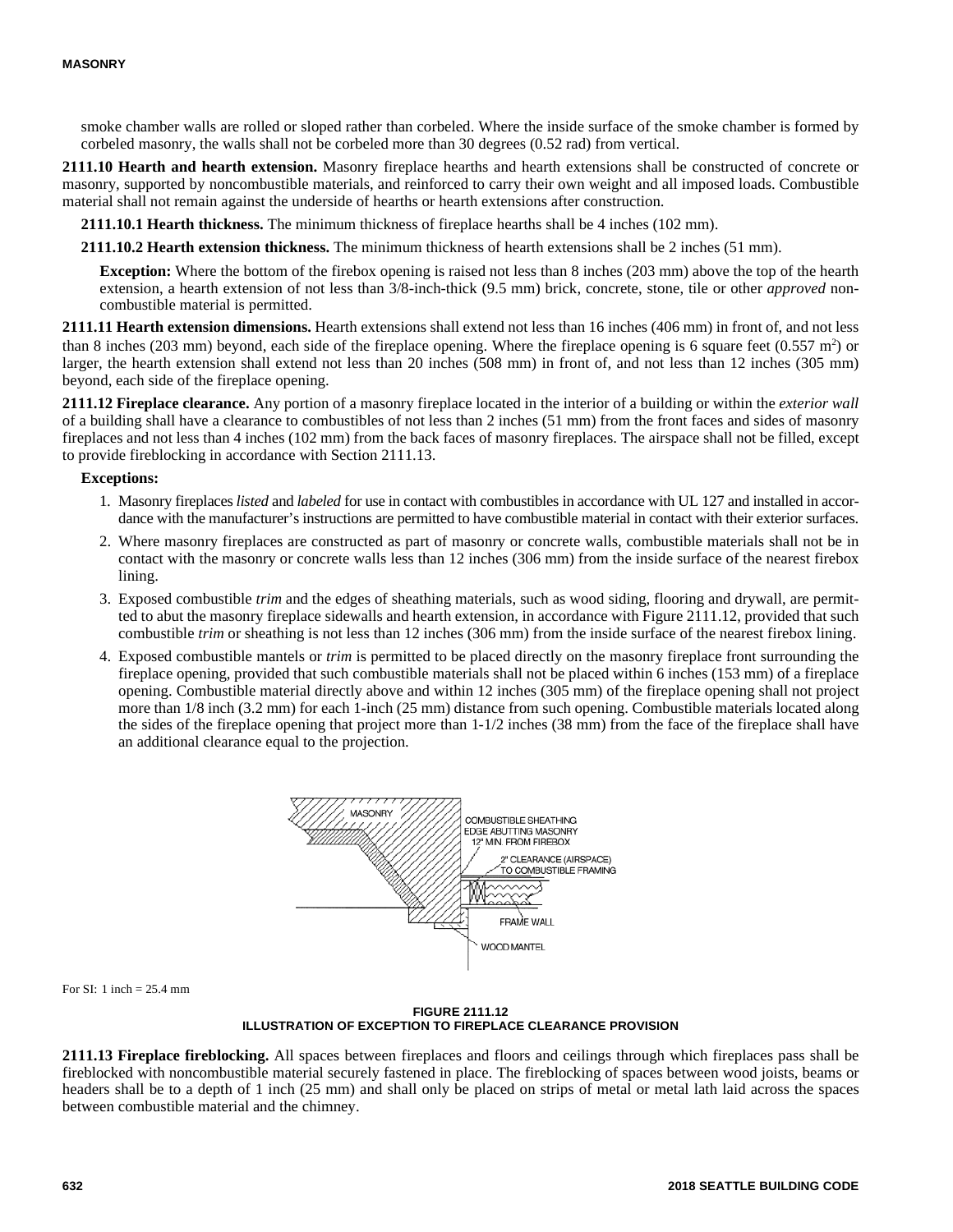smoke chamber walls are rolled or sloped rather than corbeled. Where the inside surface of the smoke chamber is formed by corbeled masonry, the walls shall not be corbeled more than 30 degrees (0.52 rad) from vertical.

**2111.10 Hearth and hearth extension.** Masonry fireplace hearths and hearth extensions shall be constructed of concrete or masonry, supported by noncombustible materials, and reinforced to carry their own weight and all imposed loads. Combustible material shall not remain against the underside of hearths or hearth extensions after construction.

**2111.10.1 Hearth thickness.** The minimum thickness of fireplace hearths shall be 4 inches (102 mm).

**2111.10.2 Hearth extension thickness.** The minimum thickness of hearth extensions shall be 2 inches (51 mm).

**Exception:** Where the bottom of the firebox opening is raised not less than 8 inches (203 mm) above the top of the hearth extension, a hearth extension of not less than 3/8-inch-thick (9.5 mm) brick, concrete, stone, tile or other *approved* noncombustible material is permitted.

**2111.11 Hearth extension dimensions.** Hearth extensions shall extend not less than 16 inches (406 mm) in front of, and not less than 8 inches (203 mm) beyond, each side of the fireplace opening. Where the fireplace opening is 6 square feet (0.557 $m^2$) or larger, the hearth extension shall extend not less than 20 inches (508 mm) in front of, and not less than 12 inches (305 mm) beyond, each side of the fireplace opening.

**2111.12 Fireplace clearance.** Any portion of a masonry fireplace located in the interior of a building or within the *exterior wall* of a building shall have a clearance to combustibles of not less than 2 inches (51 mm) from the front faces and sides of masonry fireplaces and not less than 4 inches (102 mm) from the back faces of masonry fireplaces. The airspace shall not be filled, except to provide fireblocking in accordance with Section 2111.13.

**Exceptions:**

1. Masonry fireplaces *listed* and *labeled* for use in contact with combustibles in accordance with UL 127 and installed in accordance with the manufacturer's instructions are permitted to have combustible material in contact with their exterior surfaces.
2. Where masonry fireplaces are constructed as part of masonry or concrete walls, combustible materials shall not be in contact with the masonry or concrete walls less than 12 inches (306 mm) from the inside surface of the nearest firebox lining.
3. Exposed combustible *trim* and the edges of sheathing materials, such as wood siding, flooring and drywall, are permitted to abut the masonry fireplace sidewalls and hearth extension, in accordance with Figure 2111.12, provided that such combustible *trim* or sheathing is not less than 12 inches (306 mm) from the inside surface of the nearest firebox lining.
4. Exposed combustible mantels or *trim* is permitted to be placed directly on the masonry fireplace front surrounding the fireplace opening, provided that such combustible materials shall not be placed within 6 inches (153 mm) of a fireplace opening. Combustible material directly above and within 12 inches (305 mm) of the fireplace opening shall not project more than 1/8 inch (3.2 mm) for each 1-inch (25 mm) distance from such opening. Combustible materials located along the sides of the fireplace opening that project more than 1-1/2 inches (38 mm) from the face of the fireplace shall have an additional clearance equal to the projection.

For SI: 1 inch = 25.4 mm

**FIGURE 2111.12**
**ILLUSTRATION OF EXCEPTION TO FIREPLACE CLEARANCE PROVISION**

**2111.13 Fireplace fireblocking.** All spaces between fireplaces and floors and ceilings through which fireplaces pass shall be fireblocked with noncombustible material securely fastened in place. The fireblocking of spaces between wood joists, beams or headers shall be to a depth of 1 inch (25 mm) and shall only be placed on strips of metal or metal lath laid across the spaces between combustible material and the chimney.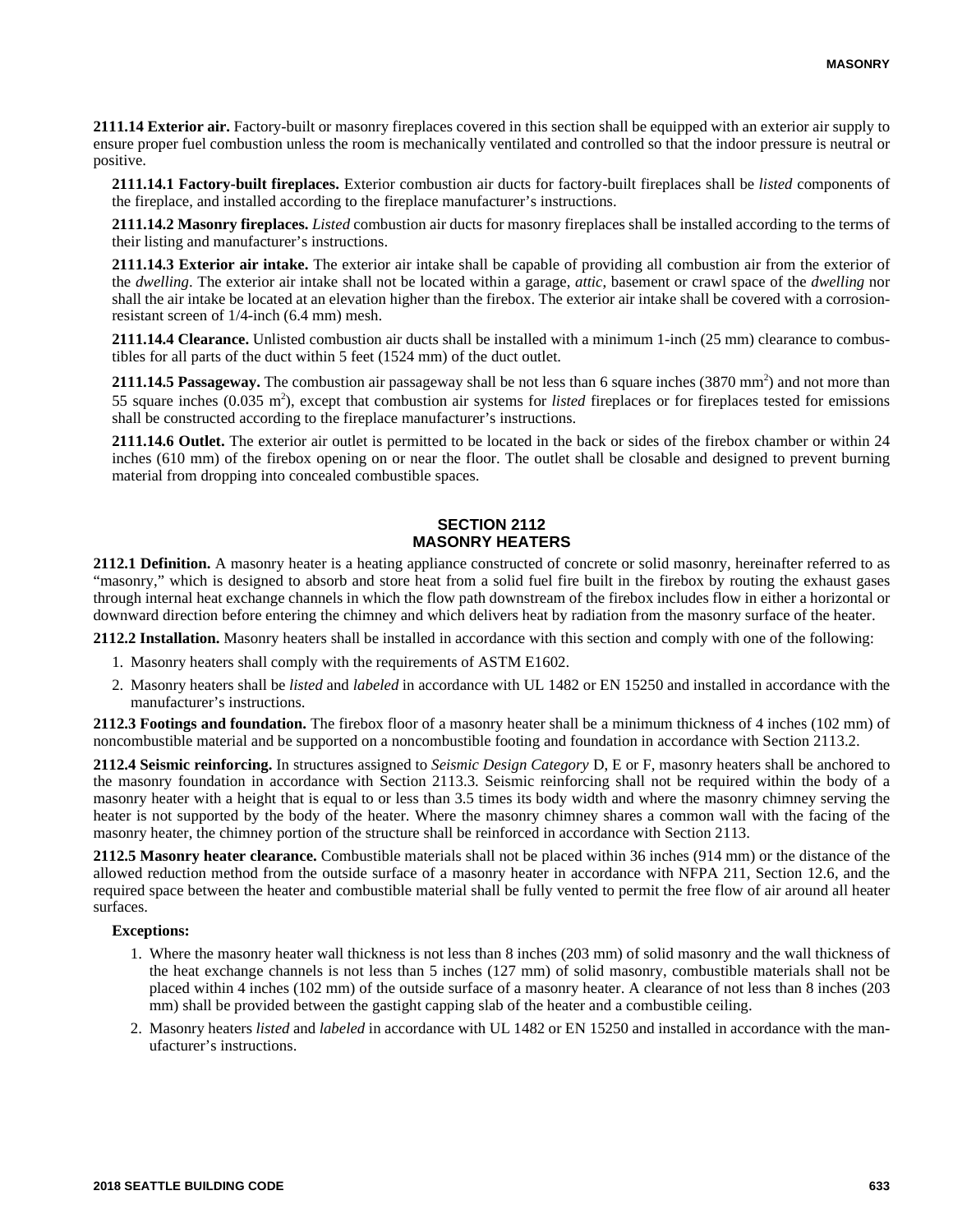**2111.14 Exterior air.** Factory-built or masonry fireplaces covered in this section shall be equipped with an exterior air supply to ensure proper fuel combustion unless the room is mechanically ventilated and controlled so that the indoor pressure is neutral or positive.

**2111.14.1 Factory-built fireplaces.** Exterior combustion air ducts for factory-built fireplaces shall be *listed* components of the fireplace, and installed according to the fireplace manufacturer's instructions.

**2111.14.2 Masonry fireplaces.** *Listed* combustion air ducts for masonry fireplaces shall be installed according to the terms of their listing and manufacturer's instructions.

**2111.14.3 Exterior air intake.** The exterior air intake shall be capable of providing all combustion air from the exterior of the *dwelling*. The exterior air intake shall not be located within a garage, *attic*, basement or crawl space of the *dwelling* nor shall the air intake be located at an elevation higher than the firebox. The exterior air intake shall be covered with a corrosion-resistant screen of 1/4-inch (6.4 mm) mesh.

**2111.14.4 Clearance.** Unlisted combustion air ducts shall be installed with a minimum 1-inch (25 mm) clearance to combustibles for all parts of the duct within 5 feet (1524 mm) of the duct outlet.

**2111.14.5 Passageway.** The combustion air passageway shall be not less than 6 square inches (3870 mm$^2$) and not more than 55 square inches (0.035 m$^2$), except that combustion air systems for *listed* fireplaces or for fireplaces tested for emissions shall be constructed according to the fireplace manufacturer's instructions.

**2111.14.6 Outlet.** The exterior air outlet is permitted to be located in the back or sides of the firebox chamber or within 24 inches (610 mm) of the firebox opening on or near the floor. The outlet shall be closable and designed to prevent burning material from dropping into concealed combustible spaces.

## SECTION 2112
## MASONRY HEATERS

**2112.1 Definition.** A masonry heater is a heating appliance constructed of concrete or solid masonry, hereinafter referred to as "masonry," which is designed to absorb and store heat from a solid fuel fire built in the firebox by routing the exhaust gases through internal heat exchange channels in which the flow path downstream of the firebox includes flow in either a horizontal or downward direction before entering the chimney and which delivers heat by radiation from the masonry surface of the heater.

**2112.2 Installation.** Masonry heaters shall be installed in accordance with this section and comply with one of the following:

1. Masonry heaters shall comply with the requirements of ASTM E1602.
2. Masonry heaters shall be *listed* and *labeled* in accordance with UL 1482 or EN 15250 and installed in accordance with the manufacturer's instructions.

**2112.3 Footings and foundation.** The firebox floor of a masonry heater shall be a minimum thickness of 4 inches (102 mm) of noncombustible material and be supported on a noncombustible footing and foundation in accordance with Section 2113.2.

**2112.4 Seismic reinforcing.** In structures assigned to *Seismic Design Category* D, E or F, masonry heaters shall be anchored to the masonry foundation in accordance with Section 2113.3. Seismic reinforcing shall not be required within the body of a masonry heater with a height that is equal to or less than 3.5 times its body width and where the masonry chimney serving the heater is not supported by the body of the heater. Where the masonry chimney shares a common wall with the facing of the masonry heater, the chimney portion of the structure shall be reinforced in accordance with Section 2113.

**2112.5 Masonry heater clearance.** Combustible materials shall not be placed within 36 inches (914 mm) or the distance of the allowed reduction method from the outside surface of a masonry heater in accordance with NFPA 211, Section 12.6, and the required space between the heater and combustible material shall be fully vented to permit the free flow of air around all heater surfaces.

**Exceptions:**

1. Where the masonry heater wall thickness is not less than 8 inches (203 mm) of solid masonry and the wall thickness of the heat exchange channels is not less than 5 inches (127 mm) of solid masonry, combustible materials shall not be placed within 4 inches (102 mm) of the outside surface of a masonry heater. A clearance of not less than 8 inches (203 mm) shall be provided between the gastight capping slab of the heater and a combustible ceiling.
2. Masonry heaters *listed* and *labeled* in accordance with UL 1482 or EN 15250 and installed in accordance with the manufacturer's instructions.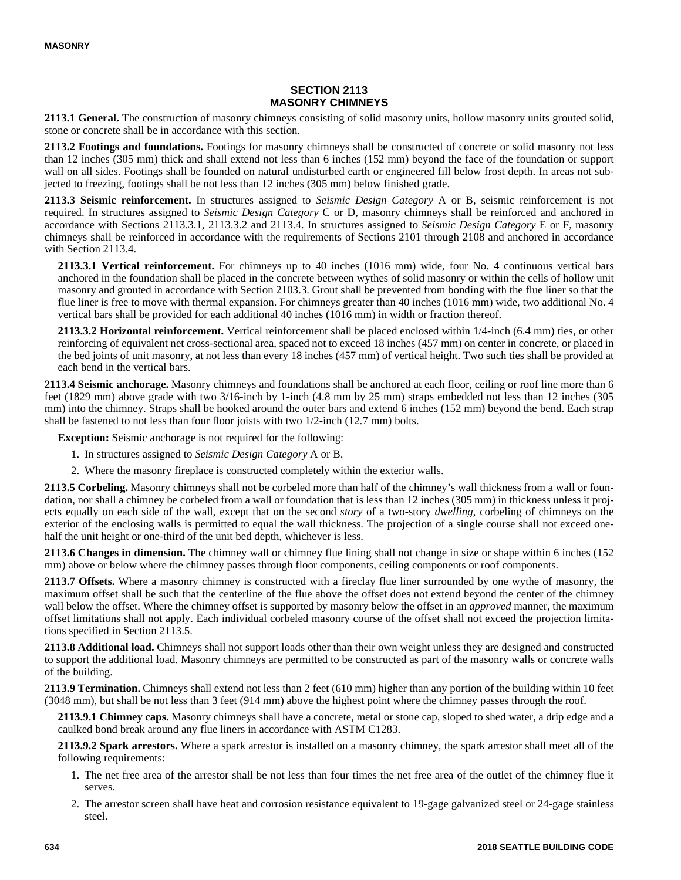## SECTION 2113
## MASONRY CHIMNEYS

**2113.1 General.** The construction of masonry chimneys consisting of solid masonry units, hollow masonry units grouted solid, stone or concrete shall be in accordance with this section.

**2113.2 Footings and foundations.** Footings for masonry chimneys shall be constructed of concrete or solid masonry not less than 12 inches (305 mm) thick and shall extend not less than 6 inches (152 mm) beyond the face of the foundation or support wall on all sides. Footings shall be founded on natural undisturbed earth or engineered fill below frost depth. In areas not subjected to freezing, footings shall be not less than 12 inches (305 mm) below finished grade.

**2113.3 Seismic reinforcement.** In structures assigned to *Seismic Design Category* A or B, seismic reinforcement is not required. In structures assigned to *Seismic Design Category* C or D, masonry chimneys shall be reinforced and anchored in accordance with Sections 2113.3.1, 2113.3.2 and 2113.4. In structures assigned to *Seismic Design Category* E or F, masonry chimneys shall be reinforced in accordance with the requirements of Sections 2101 through 2108 and anchored in accordance with Section 2113.4.

**2113.3.1 Vertical reinforcement.** For chimneys up to 40 inches (1016 mm) wide, four No. 4 continuous vertical bars anchored in the foundation shall be placed in the concrete between wythes of solid masonry or within the cells of hollow unit masonry and grouted in accordance with Section 2103.3. Grout shall be prevented from bonding with the flue liner so that the flue liner is free to move with thermal expansion. For chimneys greater than 40 inches (1016 mm) wide, two additional No. 4 vertical bars shall be provided for each additional 40 inches (1016 mm) in width or fraction thereof.

**2113.3.2 Horizontal reinforcement.** Vertical reinforcement shall be placed enclosed within 1/4-inch (6.4 mm) ties, or other reinforcing of equivalent net cross-sectional area, spaced not to exceed 18 inches (457 mm) on center in concrete, or placed in the bed joints of unit masonry, at not less than every 18 inches (457 mm) of vertical height. Two such ties shall be provided at each bend in the vertical bars.

**2113.4 Seismic anchorage.** Masonry chimneys and foundations shall be anchored at each floor, ceiling or roof line more than 6 feet (1829 mm) above grade with two 3/16-inch by 1-inch (4.8 mm by 25 mm) straps embedded not less than 12 inches (305 mm) into the chimney. Straps shall be hooked around the outer bars and extend 6 inches (152 mm) beyond the bend. Each strap shall be fastened to not less than four floor joists with two 1/2-inch (12.7 mm) bolts.

**Exception:** Seismic anchorage is not required for the following:

1. In structures assigned to *Seismic Design Category* A or B.
2. Where the masonry fireplace is constructed completely within the exterior walls.

**2113.5 Corbeling.** Masonry chimneys shall not be corbeled more than half of the chimney's wall thickness from a wall or foundation, nor shall a chimney be corbeled from a wall or foundation that is less than 12 inches (305 mm) in thickness unless it projects equally on each side of the wall, except that on the second *story* of a two-story *dwelling*, corbeling of chimneys on the exterior of the enclosing walls is permitted to equal the wall thickness. The projection of a single course shall not exceed one-half the unit height or one-third of the unit bed depth, whichever is less.

**2113.6 Changes in dimension.** The chimney wall or chimney flue lining shall not change in size or shape within 6 inches (152 mm) above or below where the chimney passes through floor components, ceiling components or roof components.

**2113.7 Offsets.** Where a masonry chimney is constructed with a fireclay flue liner surrounded by one wythe of masonry, the maximum offset shall be such that the centerline of the flue above the offset does not extend beyond the center of the chimney wall below the offset. Where the chimney offset is supported by masonry below the offset in an *approved* manner, the maximum offset limitations shall not apply. Each individual corbeled masonry course of the offset shall not exceed the projection limitations specified in Section 2113.5.

**2113.8 Additional load.** Chimneys shall not support loads other than their own weight unless they are designed and constructed to support the additional load. Masonry chimneys are permitted to be constructed as part of the masonry walls or concrete walls of the building.

**2113.9 Termination.** Chimneys shall extend not less than 2 feet (610 mm) higher than any portion of the building within 10 feet (3048 mm), but shall be not less than 3 feet (914 mm) above the highest point where the chimney passes through the roof.

**2113.9.1 Chimney caps.** Masonry chimneys shall have a concrete, metal or stone cap, sloped to shed water, a drip edge and a caulked bond break around any flue liners in accordance with ASTM C1283.

**2113.9.2 Spark arrestors.** Where a spark arrestor is installed on a masonry chimney, the spark arrestor shall meet all of the following requirements:

1. The net free area of the arrestor shall be not less than four times the net free area of the outlet of the chimney flue it serves.
2. The arrestor screen shall have heat and corrosion resistance equivalent to 19-gage galvanized steel or 24-gage stainless steel.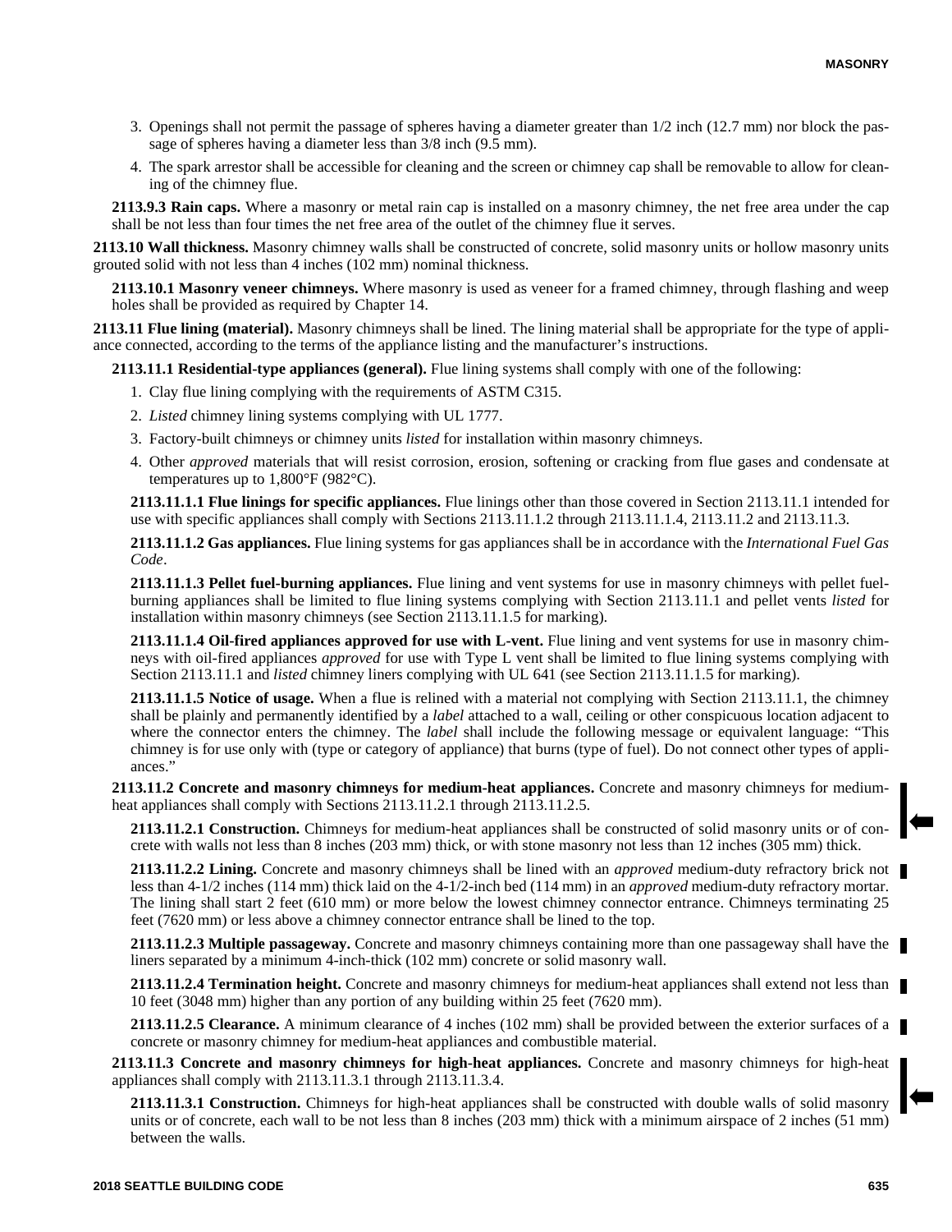3. Openings shall not permit the passage of spheres having a diameter greater than 1/2 inch (12.7 mm) nor block the passage of spheres having a diameter less than 3/8 inch (9.5 mm).
4. The spark arrestor shall be accessible for cleaning and the screen or chimney cap shall be removable to allow for cleaning of the chimney flue.

**2113.9.3 Rain caps.** Where a masonry or metal rain cap is installed on a masonry chimney, the net free area under the cap shall be not less than four times the net free area of the outlet of the chimney flue it serves.

**2113.10 Wall thickness.** Masonry chimney walls shall be constructed of concrete, solid masonry units or hollow masonry units grouted solid with not less than 4 inches (102 mm) nominal thickness.

**2113.10.1 Masonry veneer chimneys.** Where masonry is used as veneer for a framed chimney, through flashing and weep holes shall be provided as required by Chapter 14.

**2113.11 Flue lining (material).** Masonry chimneys shall be lined. The lining material shall be appropriate for the type of appliance connected, according to the terms of the appliance listing and the manufacturer's instructions.

**2113.11.1 Residential-type appliances (general).** Flue lining systems shall comply with one of the following:

1. Clay flue lining complying with the requirements of ASTM C315.
2. *Listed* chimney lining systems complying with UL 1777.
3. Factory-built chimneys or chimney units *listed* for installation within masonry chimneys.
4. Other *approved* materials that will resist corrosion, erosion, softening or cracking from flue gases and condensate at temperatures up to 1,800°F (982°C).

**2113.11.1.1 Flue linings for specific appliances.** Flue linings other than those covered in Section 2113.11.1 intended for use with specific appliances shall comply with Sections 2113.11.1.2 through 2113.11.1.4, 2113.11.2 and 2113.11.3.

**2113.11.1.2 Gas appliances.** Flue lining systems for gas appliances shall be in accordance with the *International Fuel Gas Code*.

**2113.11.1.3 Pellet fuel-burning appliances.** Flue lining and vent systems for use in masonry chimneys with pellet fuel-burning appliances shall be limited to flue lining systems complying with Section 2113.11.1 and pellet vents *listed* for installation within masonry chimneys (see Section 2113.11.1.5 for marking).

**2113.11.1.4 Oil-fired appliances approved for use with L-vent.** Flue lining and vent systems for use in masonry chimneys with oil-fired appliances *approved* for use with Type L vent shall be limited to flue lining systems complying with Section 2113.11.1 and *listed* chimney liners complying with UL 641 (see Section 2113.11.1.5 for marking).

**2113.11.1.5 Notice of usage.** When a flue is relined with a material not complying with Section 2113.11.1, the chimney shall be plainly and permanently identified by a *label* attached to a wall, ceiling or other conspicuous location adjacent to where the connector enters the chimney. The *label* shall include the following message or equivalent language: "This chimney is for use only with (type or category of appliance) that burns (type of fuel). Do not connect other types of appliances."

**2113.11.2 Concrete and masonry chimneys for medium-heat appliances.** Concrete and masonry chimneys for medium-heat appliances shall comply with Sections 2113.11.2.1 through 2113.11.2.5.

**2113.11.2.1 Construction.** Chimneys for medium-heat appliances shall be constructed of solid masonry units or of concrete with walls not less than 8 inches (203 mm) thick, or with stone masonry not less than 12 inches (305 mm) thick.

**2113.11.2.2 Lining.** Concrete and masonry chimneys shall be lined with an *approved* medium-duty refractory brick not less than 4-1/2 inches (114 mm) thick laid on the 4-1/2-inch bed (114 mm) in an *approved* medium-duty refractory mortar. The lining shall start 2 feet (610 mm) or more below the lowest chimney connector entrance. Chimneys terminating 25 feet (7620 mm) or less above a chimney connector entrance shall be lined to the top.

**2113.11.2.3 Multiple passageway.** Concrete and masonry chimneys containing more than one passageway shall have the liners separated by a minimum 4-inch-thick (102 mm) concrete or solid masonry wall.

**2113.11.2.4 Termination height.** Concrete and masonry chimneys for medium-heat appliances shall extend not less than 10 feet (3048 mm) higher than any portion of any building within 25 feet (7620 mm).

**2113.11.2.5 Clearance.** A minimum clearance of 4 inches (102 mm) shall be provided between the exterior surfaces of a concrete or masonry chimney for medium-heat appliances and combustible material.

**2113.11.3 Concrete and masonry chimneys for high-heat appliances.** Concrete and masonry chimneys for high-heat appliances shall comply with 2113.11.3.1 through 2113.11.3.4.

**2113.11.3.1 Construction.** Chimneys for high-heat appliances shall be constructed with double walls of solid masonry units or of concrete, each wall to be not less than 8 inches (203 mm) thick with a minimum airspace of 2 inches (51 mm) between the walls.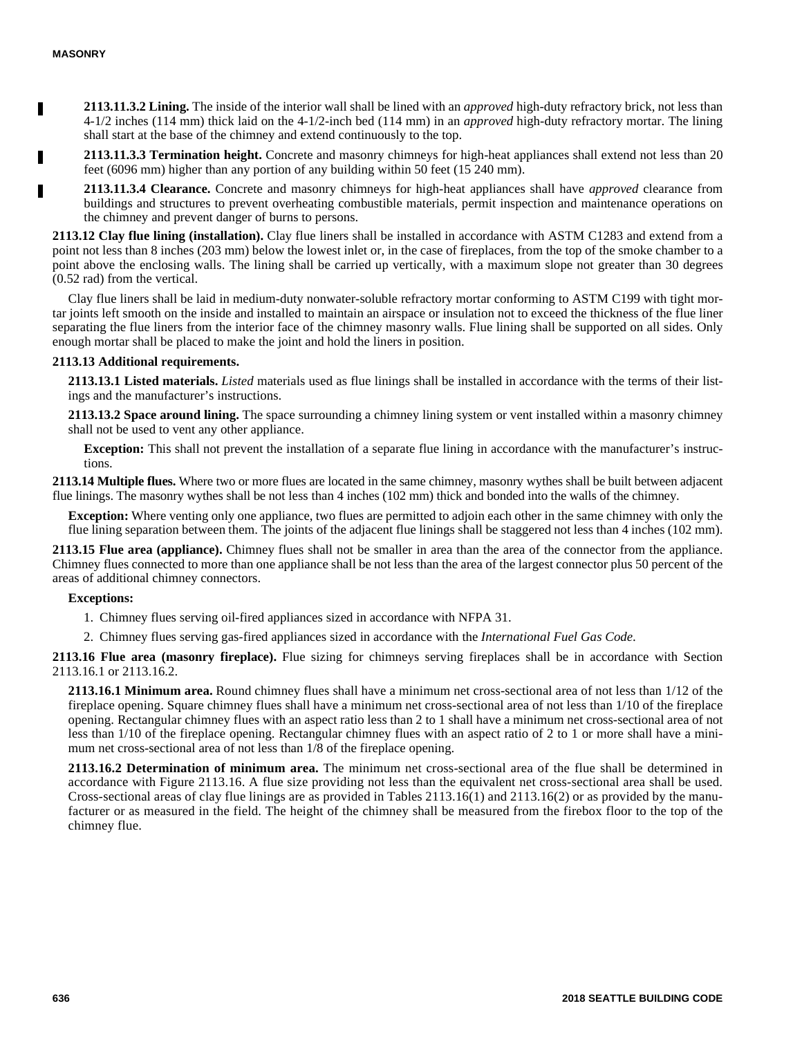**2113.11.3.2 Lining.** The inside of the interior wall shall be lined with an *approved* high-duty refractory brick, not less than 4-1/2 inches (114 mm) thick laid on the 4-1/2-inch bed (114 mm) in an *approved* high-duty refractory mortar. The lining shall start at the base of the chimney and extend continuously to the top.

**2113.11.3.3 Termination height.** Concrete and masonry chimneys for high-heat appliances shall extend not less than 20 feet (6096 mm) higher than any portion of any building within 50 feet (15 240 mm).

**2113.11.3.4 Clearance.** Concrete and masonry chimneys for high-heat appliances shall have *approved* clearance from buildings and structures to prevent overheating combustible materials, permit inspection and maintenance operations on the chimney and prevent danger of burns to persons.

**2113.12 Clay flue lining (installation).** Clay flue liners shall be installed in accordance with ASTM C1283 and extend from a point not less than 8 inches (203 mm) below the lowest inlet or, in the case of fireplaces, from the top of the smoke chamber to a point above the enclosing walls. The lining shall be carried up vertically, with a maximum slope not greater than 30 degrees (0.52 rad) from the vertical.

Clay flue liners shall be laid in medium-duty nonwater-soluble refractory mortar conforming to ASTM C199 with tight mortar joints left smooth on the inside and installed to maintain an airspace or insulation not to exceed the thickness of the flue liner separating the flue liners from the interior face of the chimney masonry walls. Flue lining shall be supported on all sides. Only enough mortar shall be placed to make the joint and hold the liners in position.

**2113.13 Additional requirements.**

**2113.13.1 Listed materials.** *Listed* materials used as flue linings shall be installed in accordance with the terms of their listings and the manufacturer's instructions.

**2113.13.2 Space around lining.** The space surrounding a chimney lining system or vent installed within a masonry chimney shall not be used to vent any other appliance.

**Exception:** This shall not prevent the installation of a separate flue lining in accordance with the manufacturer's instructions.

**2113.14 Multiple flues.** Where two or more flues are located in the same chimney, masonry wythes shall be built between adjacent flue linings. The masonry wythes shall be not less than 4 inches (102 mm) thick and bonded into the walls of the chimney.

**Exception:** Where venting only one appliance, two flues are permitted to adjoin each other in the same chimney with only the flue lining separation between them. The joints of the adjacent flue linings shall be staggered not less than 4 inches (102 mm).

**2113.15 Flue area (appliance).** Chimney flues shall not be smaller in area than the area of the connector from the appliance. Chimney flues connected to more than one appliance shall be not less than the area of the largest connector plus 50 percent of the areas of additional chimney connectors.

**Exceptions:**

1. Chimney flues serving oil-fired appliances sized in accordance with NFPA 31.
2. Chimney flues serving gas-fired appliances sized in accordance with the *International Fuel Gas Code*.

**2113.16 Flue area (masonry fireplace).** Flue sizing for chimneys serving fireplaces shall be in accordance with Section 2113.16.1 or 2113.16.2.

**2113.16.1 Minimum area.** Round chimney flues shall have a minimum net cross-sectional area of not less than 1/12 of the fireplace opening. Square chimney flues shall have a minimum net cross-sectional area of not less than 1/10 of the fireplace opening. Rectangular chimney flues with an aspect ratio less than 2 to 1 shall have a minimum net cross-sectional area of not less than 1/10 of the fireplace opening. Rectangular chimney flues with an aspect ratio of 2 to 1 or more shall have a minimum net cross-sectional area of not less than 1/8 of the fireplace opening.

**2113.16.2 Determination of minimum area.** The minimum net cross-sectional area of the flue shall be determined in accordance with Figure 2113.16. A flue size providing not less than the equivalent net cross-sectional area shall be used. Cross-sectional areas of clay flue linings are as provided in Tables 2113.16(1) and 2113.16(2) or as provided by the manufacturer or as measured in the field. The height of the chimney shall be measured from the firebox floor to the top of the chimney flue.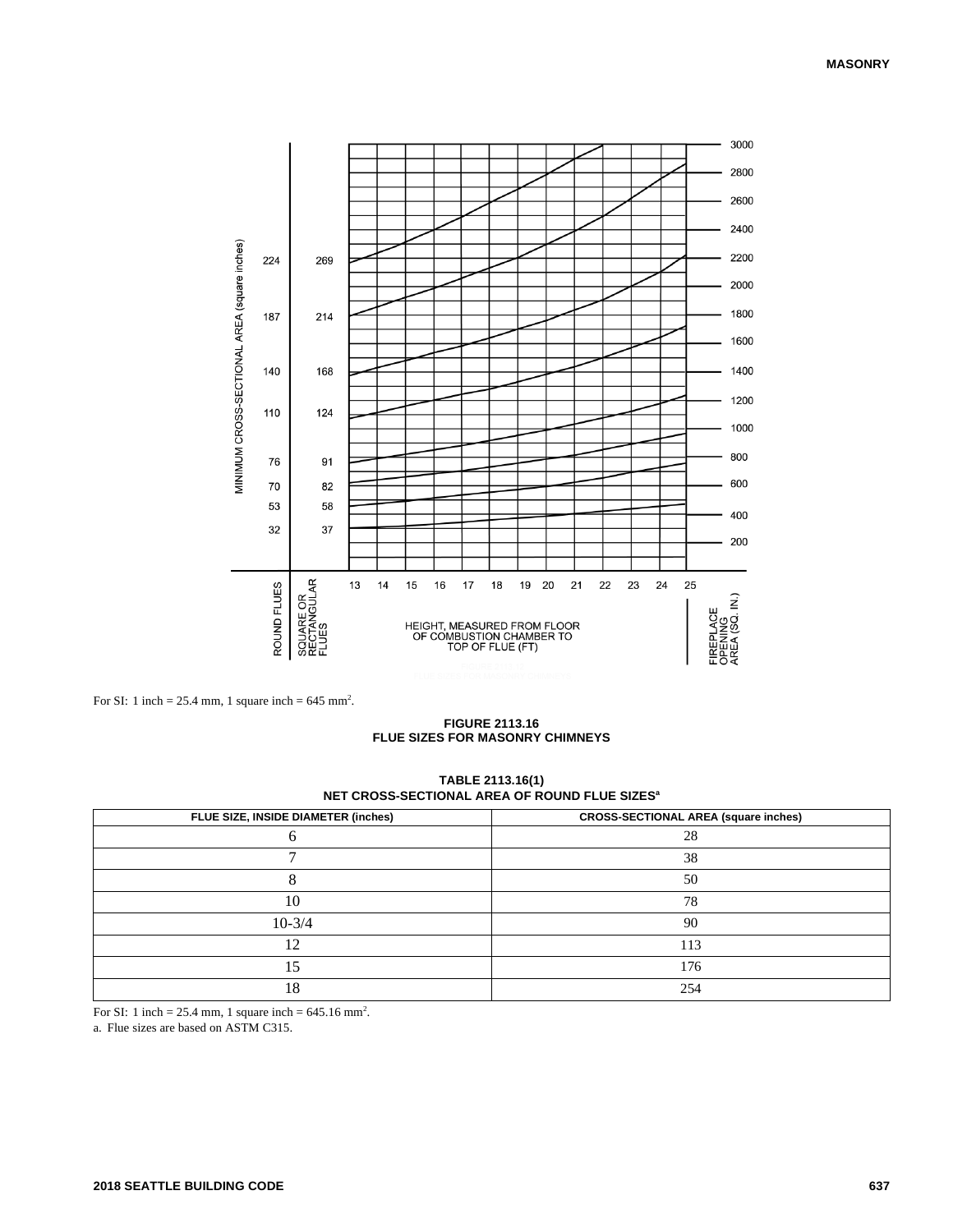For SI: 1 inch = 25.4 mm, 1 square inch = 645 mm².

**FIGURE 2113.16**
**FLUE SIZES FOR MASONRY CHIMNEYS**

**TABLE 2113.16(1)**
**NET CROSS-SECTIONAL AREA OF ROUND FLUE SIZES[a]**

| FLUE SIZE, INSIDE DIAMETER (inches) | CROSS-SECTIONAL AREA (square inches) |
|---|---|
| 6 | 28 |
| 7 | 38 |
| 8 | 50 |
| 10 | 78 |
| 10-3/4 | 90 |
| 12 | 113 |
| 15 | 176 |
| 18 | 254 |

For SI: 1 inch = 25.4 mm, 1 square inch = 645.16 mm².

a. Flue sizes are based on ASTM C315.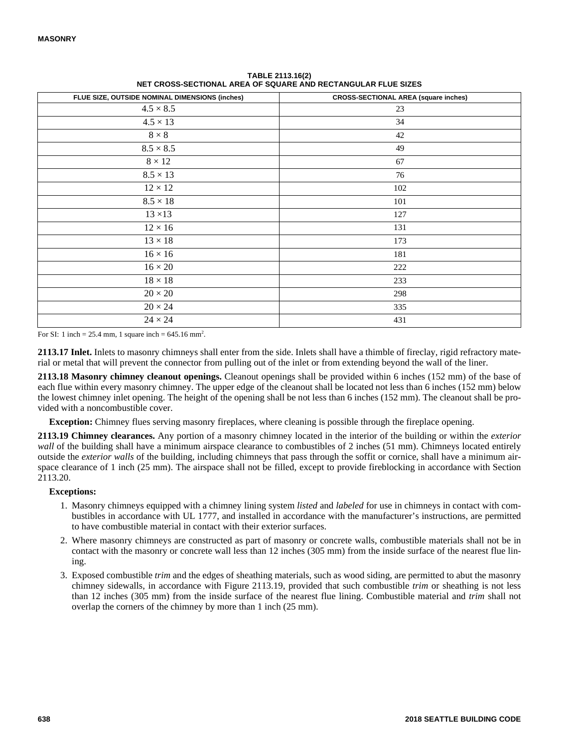**TABLE 2113.16(2)**
**NET CROSS-SECTIONAL AREA OF SQUARE AND RECTANGULAR FLUE SIZES**

| FLUE SIZE, OUTSIDE NOMINAL DIMENSIONS (inches) | CROSS-SECTIONAL AREA (square inches) |
|---|---|
| 4.5 × 8.5 | 23 |
| 4.5 × 13 | 34 |
| 8 × 8 | 42 |
| 8.5 × 8.5 | 49 |
| 8 × 12 | 67 |
| 8.5 × 13 | 76 |
| 12 × 12 | 102 |
| 8.5 × 18 | 101 |
| 13 ×13 | 127 |
| 12 × 16 | 131 |
| 13 × 18 | 173 |
| 16 × 16 | 181 |
| 16 × 20 | 222 |
| 18 × 18 | 233 |
| 20 × 20 | 298 |
| 20 × 24 | 335 |
| 24 × 24 | 431 |

For SI: 1 inch = 25.4 mm, 1 square inch = 645.16 mm$^2$.

**2113.17 Inlet.** Inlets to masonry chimneys shall enter from the side. Inlets shall have a thimble of fireclay, rigid refractory material or metal that will prevent the connector from pulling out of the inlet or from extending beyond the wall of the liner.

**2113.18 Masonry chimney cleanout openings.** Cleanout openings shall be provided within 6 inches (152 mm) of the base of each flue within every masonry chimney. The upper edge of the cleanout shall be located not less than 6 inches (152 mm) below the lowest chimney inlet opening. The height of the opening shall be not less than 6 inches (152 mm). The cleanout shall be provided with a noncombustible cover.

**Exception:** Chimney flues serving masonry fireplaces, where cleaning is possible through the fireplace opening.

**2113.19 Chimney clearances.** Any portion of a masonry chimney located in the interior of the building or within the *exterior wall* of the building shall have a minimum airspace clearance to combustibles of 2 inches (51 mm). Chimneys located entirely outside the *exterior walls* of the building, including chimneys that pass through the soffit or cornice, shall have a minimum airspace clearance of 1 inch (25 mm). The airspace shall not be filled, except to provide fireblocking in accordance with Section 2113.20.

**Exceptions:**

1. Masonry chimneys equipped with a chimney lining system *listed* and *labeled* for use in chimneys in contact with combustibles in accordance with UL 1777, and installed in accordance with the manufacturer's instructions, are permitted to have combustible material in contact with their exterior surfaces.
2. Where masonry chimneys are constructed as part of masonry or concrete walls, combustible materials shall not be in contact with the masonry or concrete wall less than 12 inches (305 mm) from the inside surface of the nearest flue lining.
3. Exposed combustible *trim* and the edges of sheathing materials, such as wood siding, are permitted to abut the masonry chimney sidewalls, in accordance with Figure 2113.19, provided that such combustible *trim* or sheathing is not less than 12 inches (305 mm) from the inside surface of the nearest flue lining. Combustible material and *trim* shall not overlap the corners of the chimney by more than 1 inch (25 mm).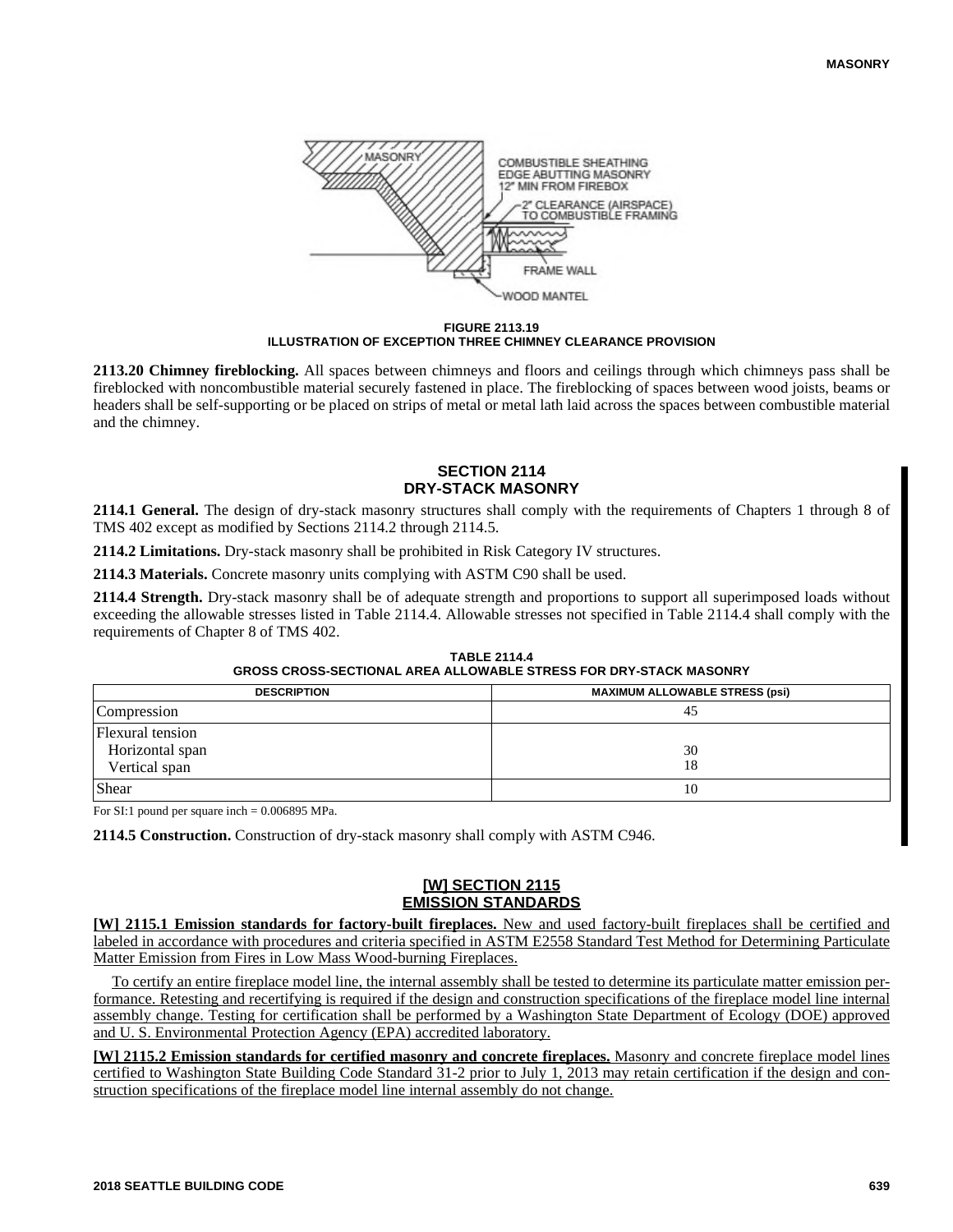MASONRY
COMBUSTIBLE SHEATHING EDGE ABUTTING MASONRY 12" MIN FROM FIREBOX
2" CLEARANCE (AIRSPACE) TO COMBUSTIBLE FRAMING
FRAME WALL
WOOD MANTEL

**FIGURE 2113.19**
**ILLUSTRATION OF EXCEPTION THREE CHIMNEY CLEARANCE PROVISION**

**2113.20 Chimney fireblocking.** All spaces between chimneys and floors and ceilings through which chimneys pass shall be fireblocked with noncombustible material securely fastened in place. The fireblocking of spaces between wood joists, beams or headers shall be self-supporting or be placed on strips of metal or metal lath laid across the spaces between combustible material and the chimney.

## SECTION 2114
## DRY-STACK MASONRY

**2114.1 General.** The design of dry-stack masonry structures shall comply with the requirements of Chapters 1 through 8 of TMS 402 except as modified by Sections 2114.2 through 2114.5.

**2114.2 Limitations.** Dry-stack masonry shall be prohibited in Risk Category IV structures.

**2114.3 Materials.** Concrete masonry units complying with ASTM C90 shall be used.

**2114.4 Strength.** Dry-stack masonry shall be of adequate strength and proportions to support all superimposed loads without exceeding the allowable stresses listed in Table 2114.4. Allowable stresses not specified in Table 2114.4 shall comply with the requirements of Chapter 8 of TMS 402.

**TABLE 2114.4**
**GROSS CROSS-SECTIONAL AREA ALLOWABLE STRESS FOR DRY-STACK MASONRY**

| DESCRIPTION | MAXIMUM ALLOWABLE STRESS (psi) |
|---|---|
| Compression | 45 |
| Flexural tension | |
| Horizontal span | 30 |
| Vertical span | 18 |
| Shear | 10 |

For SI:1 pound per square inch = 0.006895 MPa.

**2114.5 Construction.** Construction of dry-stack masonry shall comply with ASTM C946.

## [W] SECTION 2115
## EMISSION STANDARDS

**[W] 2115.1 Emission standards for factory-built fireplaces.** New and used factory-built fireplaces shall be certified and labeled in accordance with procedures and criteria specified in ASTM E2558 Standard Test Method for Determining Particulate Matter Emission from Fires in Low Mass Wood-burning Fireplaces.

To certify an entire fireplace model line, the internal assembly shall be tested to determine its particulate matter emission performance. Retesting and recertifying is required if the design and construction specifications of the fireplace model line internal assembly change. Testing for certification shall be performed by a Washington State Department of Ecology (DOE) approved and U. S. Environmental Protection Agency (EPA) accredited laboratory.

**[W] 2115.2 Emission standards for certified masonry and concrete fireplaces.** Masonry and concrete fireplace model lines certified to Washington State Building Code Standard 31-2 prior to July 1, 2013 may retain certification if the design and construction specifications of the fireplace model line internal assembly do not change.